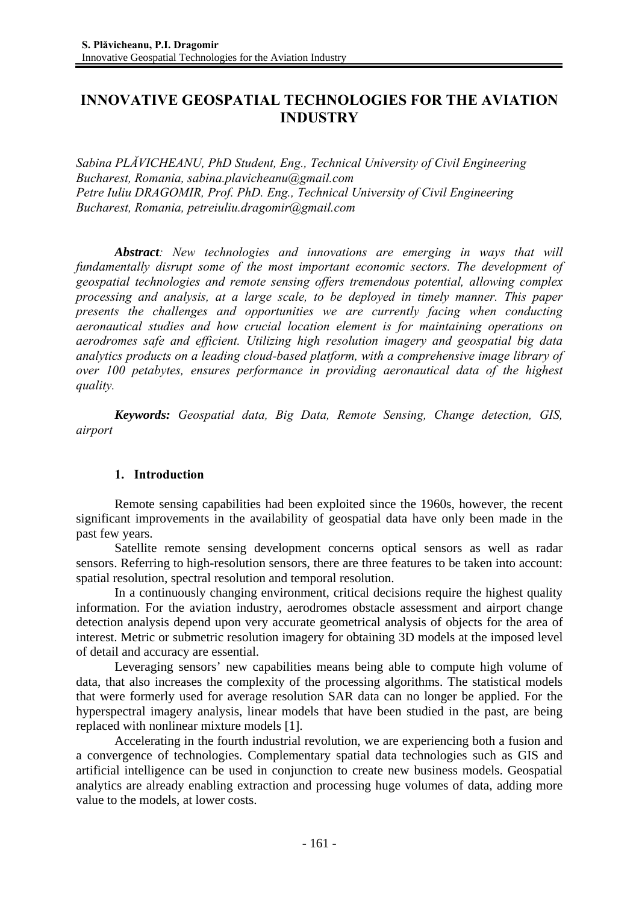# INNOVATIVE GEOSPATIAL TECHNOLOGIES FOR THE AVIATION INDUSTRY

*Sabina PLĂVICHEANU, PhD Student, Eng., Technical University of Civil Engineering Bucharest, Romania, sabina.plavicheanu@gmail.com*
*Petre Iuliu DRAGOMIR, Prof. PhD. Eng., Technical University of Civil Engineering Bucharest, Romania, petreiuliu.dragomir@gmail.com*

***Abstract**: New technologies and innovations are emerging in ways that will fundamentally disrupt some of the most important economic sectors. The development of geospatial technologies and remote sensing offers tremendous potential, allowing complex processing and analysis, at a large scale, to be deployed in timely manner. This paper presents the challenges and opportunities we are currently facing when conducting aeronautical studies and how crucial location element is for maintaining operations on aerodromes safe and efficient. Utilizing high resolution imagery and geospatial big data analytics products on a leading cloud-based platform, with a comprehensive image library of over 100 petabytes, ensures performance in providing aeronautical data of the highest quality.*

***Keywords:** Geospatial data, Big Data, Remote Sensing, Change detection, GIS, airport*

## 1. Introduction

Remote sensing capabilities had been exploited since the 1960s, however, the recent significant improvements in the availability of geospatial data have only been made in the past few years.

Satellite remote sensing development concerns optical sensors as well as radar sensors. Referring to high-resolution sensors, there are three features to be taken into account: spatial resolution, spectral resolution and temporal resolution.

In a continuously changing environment, critical decisions require the highest quality information. For the aviation industry, aerodromes obstacle assessment and airport change detection analysis depend upon very accurate geometrical analysis of objects for the area of interest. Metric or submetric resolution imagery for obtaining 3D models at the imposed level of detail and accuracy are essential.

Leveraging sensors' new capabilities means being able to compute high volume of data, that also increases the complexity of the processing algorithms. The statistical models that were formerly used for average resolution SAR data can no longer be applied. For the hyperspectral imagery analysis, linear models that have been studied in the past, are being replaced with nonlinear mixture models [1].

Accelerating in the fourth industrial revolution, we are experiencing both a fusion and a convergence of technologies. Complementary spatial data technologies such as GIS and artificial intelligence can be used in conjunction to create new business models. Geospatial analytics are already enabling extraction and processing huge volumes of data, adding more value to the models, at lower costs.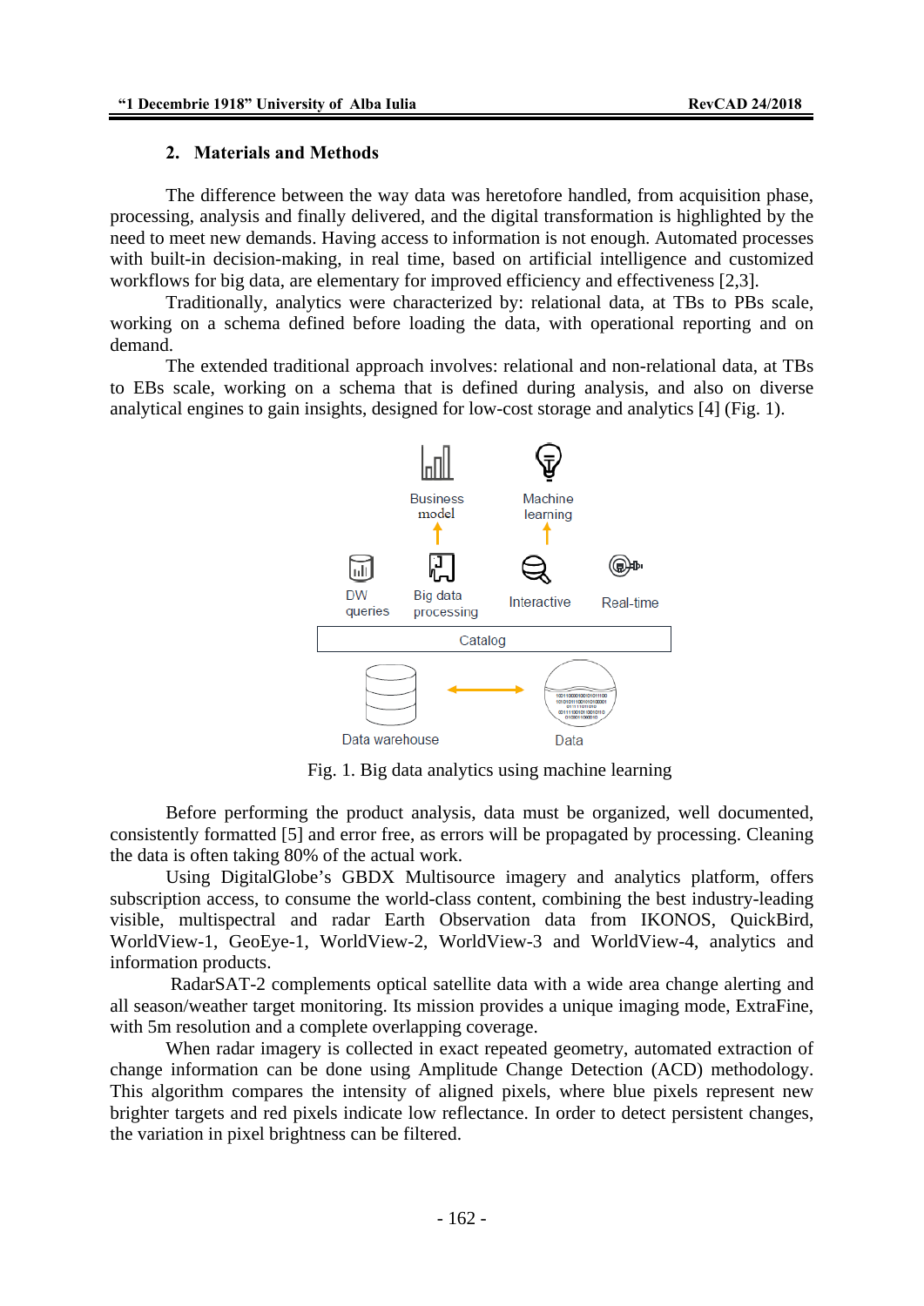## 2. Materials and Methods

The difference between the way data was heretofore handled, from acquisition phase, processing, analysis and finally delivered, and the digital transformation is highlighted by the need to meet new demands. Having access to information is not enough. Automated processes with built-in decision-making, in real time, based on artificial intelligence and customized workflows for big data, are elementary for improved efficiency and effectiveness [2,3].

Traditionally, analytics were characterized by: relational data, at TBs to PBs scale, working on a schema defined before loading the data, with operational reporting and on demand.

The extended traditional approach involves: relational and non-relational data, at TBs to EBs scale, working on a schema that is defined during analysis, and also on diverse analytical engines to gain insights, designed for low-cost storage and analytics [4] (Fig. 1).

Fig. 1. Big data analytics using machine learning

Before performing the product analysis, data must be organized, well documented, consistently formatted [5] and error free, as errors will be propagated by processing. Cleaning the data is often taking 80% of the actual work.

Using DigitalGlobe's GBDX Multisource imagery and analytics platform, offers subscription access, to consume the world-class content, combining the best industry-leading visible, multispectral and radar Earth Observation data from IKONOS, QuickBird, WorldView-1, GeoEye-1, WorldView-2, WorldView-3 and WorldView-4, analytics and information products.

RadarSAT-2 complements optical satellite data with a wide area change alerting and all season/weather target monitoring. Its mission provides a unique imaging mode, ExtraFine, with 5m resolution and a complete overlapping coverage.

When radar imagery is collected in exact repeated geometry, automated extraction of change information can be done using Amplitude Change Detection (ACD) methodology. This algorithm compares the intensity of aligned pixels, where blue pixels represent new brighter targets and red pixels indicate low reflectance. In order to detect persistent changes, the variation in pixel brightness can be filtered.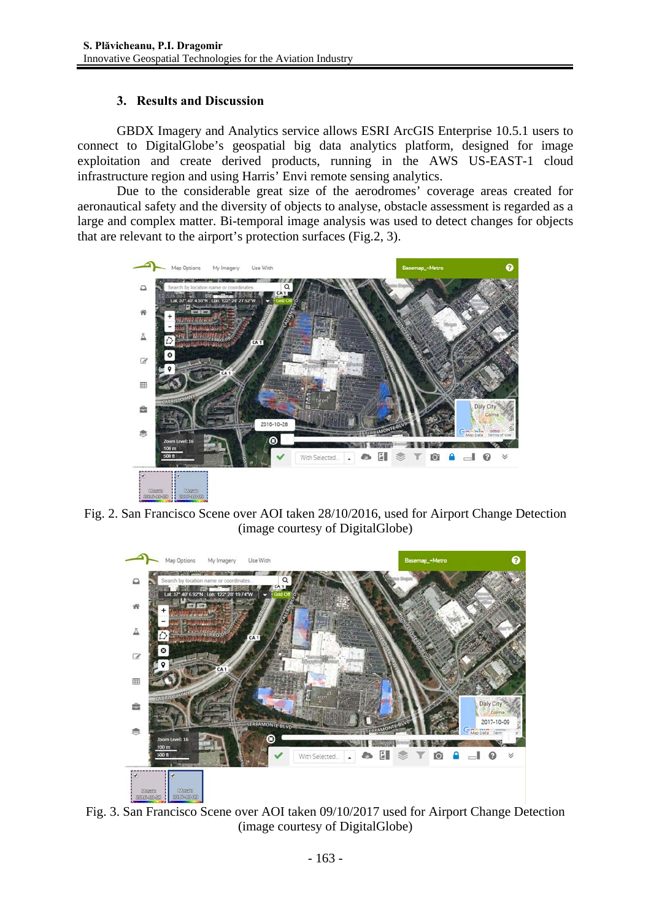## 3. Results and Discussion

GBDX Imagery and Analytics service allows ESRI ArcGIS Enterprise 10.5.1 users to connect to DigitalGlobe's geospatial big data analytics platform, designed for image exploitation and create derived products, running in the AWS US-EAST-1 cloud infrastructure region and using Harris' Envi remote sensing analytics.

Due to the considerable great size of the aerodromes' coverage areas created for aeronautical safety and the diversity of objects to analyse, obstacle assessment is regarded as a large and complex matter. Bi-temporal image analysis was used to detect changes for objects that are relevant to the airport's protection surfaces (Fig.2, 3).

Fig. 2. San Francisco Scene over AOI taken 28/10/2016, used for Airport Change Detection (image courtesy of DigitalGlobe)

Fig. 3. San Francisco Scene over AOI taken 09/10/2017 used for Airport Change Detection (image courtesy of DigitalGlobe)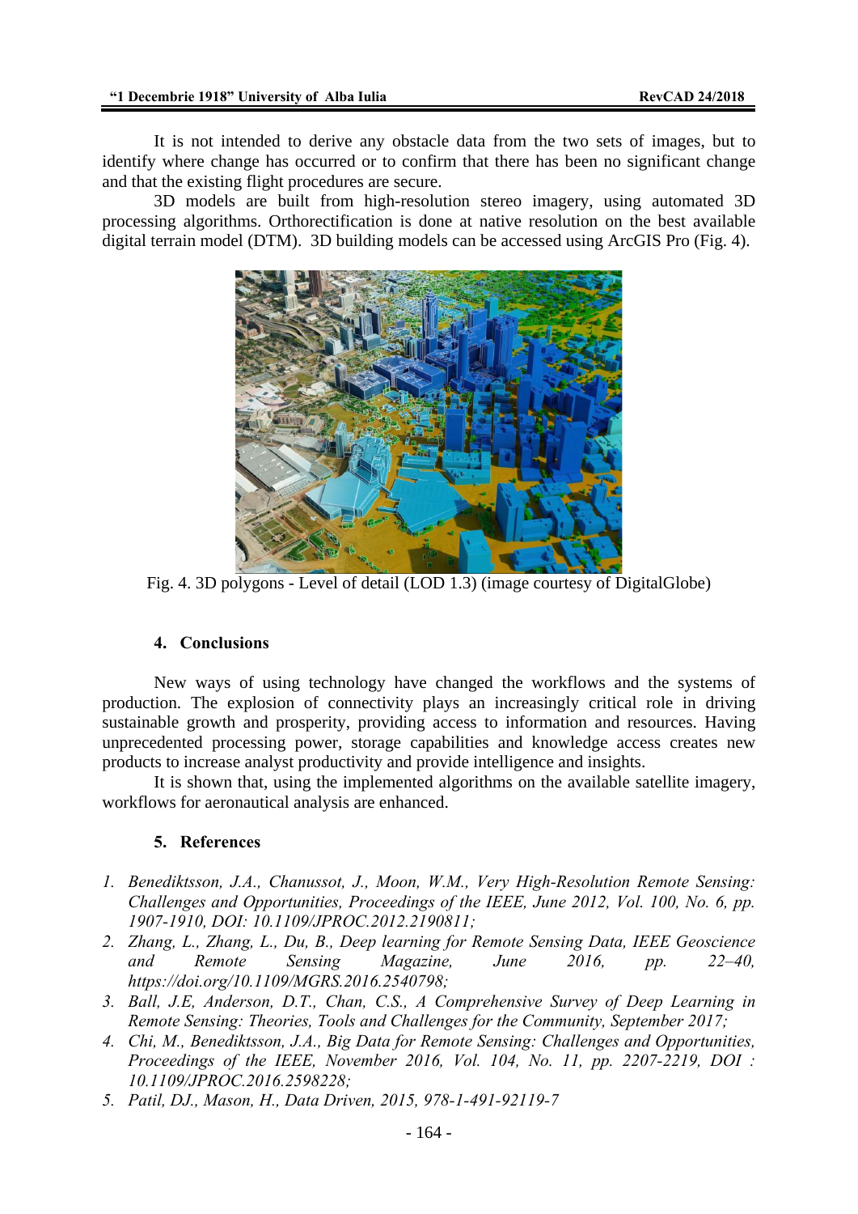It is not intended to derive any obstacle data from the two sets of images, but to identify where change has occurred or to confirm that there has been no significant change and that the existing flight procedures are secure.

3D models are built from high-resolution stereo imagery, using automated 3D processing algorithms. Orthorectification is done at native resolution on the best available digital terrain model (DTM). 3D building models can be accessed using ArcGIS Pro (Fig. 4).

Fig. 4. 3D polygons - Level of detail (LOD 1.3) (image courtesy of DigitalGlobe)

## 4. Conclusions

New ways of using technology have changed the workflows and the systems of production. The explosion of connectivity plays an increasingly critical role in driving sustainable growth and prosperity, providing access to information and resources. Having unprecedented processing power, storage capabilities and knowledge access creates new products to increase analyst productivity and provide intelligence and insights.

It is shown that, using the implemented algorithms on the available satellite imagery, workflows for aeronautical analysis are enhanced.

## 5. References

1. *Benediktsson, J.A., Chanussot, J., Moon, W.M., Very High-Resolution Remote Sensing: Challenges and Opportunities, Proceedings of the IEEE, June 2012, Vol. 100, No. 6, pp. 1907-1910, DOI: 10.1109/JPROC.2012.2190811;*
2. *Zhang, L., Zhang, L., Du, B., Deep learning for Remote Sensing Data, IEEE Geoscience and Remote Sensing Magazine, June 2016, pp. 22–40, https://doi.org/10.1109/MGRS.2016.2540798;*
3. *Ball, J.E, Anderson, D.T., Chan, C.S., A Comprehensive Survey of Deep Learning in Remote Sensing: Theories, Tools and Challenges for the Community, September 2017;*
4. *Chi, M., Benediktsson, J.A., Big Data for Remote Sensing: Challenges and Opportunities, Proceedings of the IEEE, November 2016, Vol. 104, No. 11, pp. 2207-2219, DOI : 10.1109/JPROC.2016.2598228;*
5. *Patil, DJ., Mason, H., Data Driven, 2015, 978-1-491-92119-7*